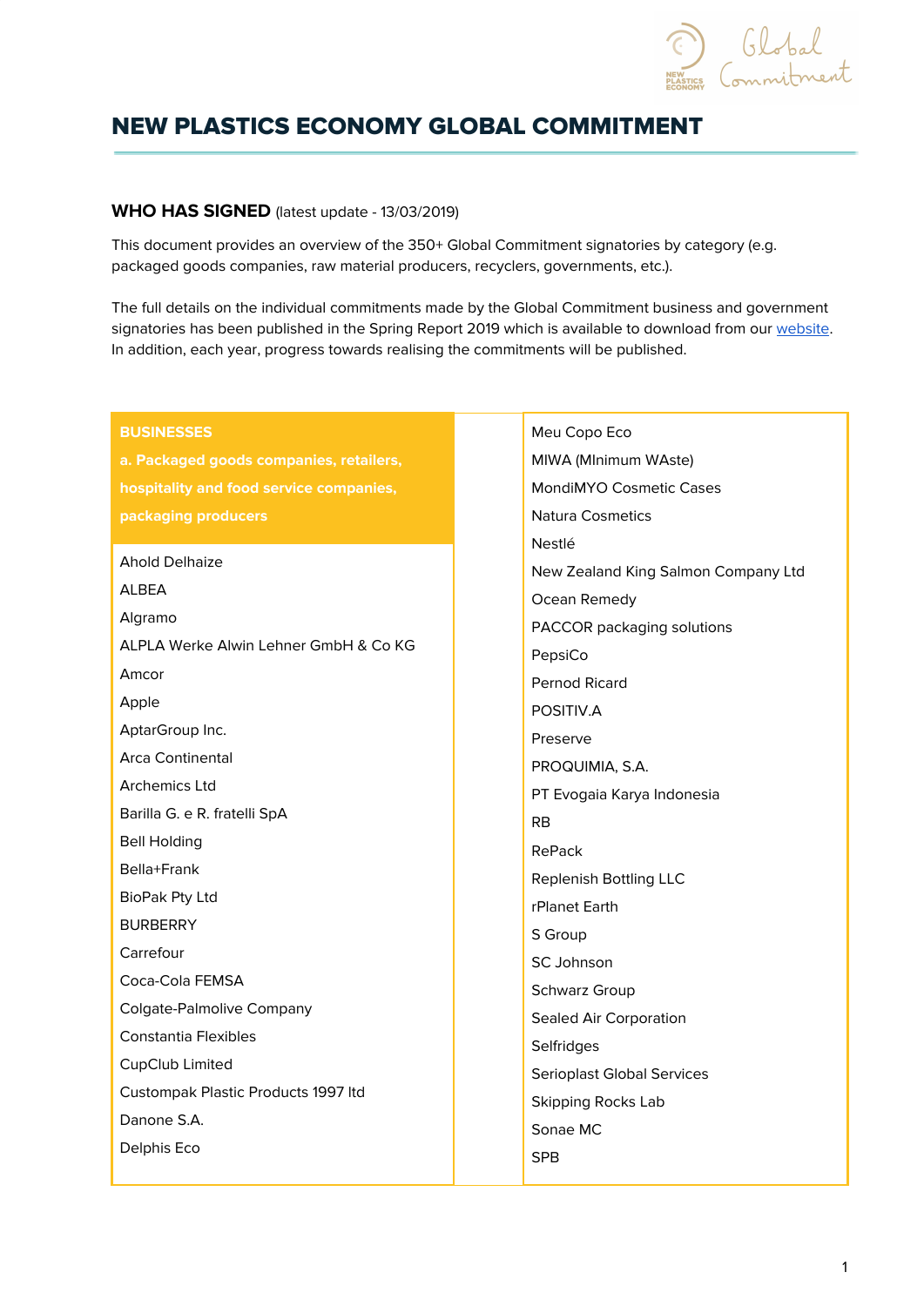# NEW PLASTICS ECONOMY GLOBAL COMMITMENT

## WHO HAS SIGNED (latest update - 13/03/2019)

This document provides an overview of the 350+ Global Commitment signatories by category (e.g. packaged goods companies, raw material producers, recyclers, governments, etc.).

The full details on the individual commitments made by the Global Commitment business and government signatories has been published in the Spring Report 2019 which is available to download from our website. In addition, each year, progress towards realising the commitments will be published.

### BUSINESSES

#### a. Packaged goods companies, retailers, hospitality and food service companies, packaging producers

- Ahold Delhaize
- ALBEA
- Algramo
- ALPLA Werke Alwin Lehner GmbH & Co KG
- Amcor
- Apple
- AptarGroup Inc.
- Arca Continental
- Archemics Ltd
- Barilla G. e R. fratelli SpA
- Bell Holding
- Bella+Frank
- BioPak Pty Ltd
- BURBERRY
- Carrefour
- Coca-Cola FEMSA
- Colgate-Palmolive Company
- Constantia Flexibles
- CupClub Limited
- Custompak Plastic Products 1997 ltd
- Danone S.A.
- Delphis Eco
- Meu Copo Eco
- MIWA (MInimum WAste)
- MondiMYO Cosmetic Cases
- Natura Cosmetics
- Nestlé
- New Zealand King Salmon Company Ltd
- Ocean Remedy
- PACCOR packaging solutions
- PepsiCo
- Pernod Ricard
- POSITIV.A
- Preserve
- PROQUIMIA, S.A.
- PT Evogaia Karya Indonesia
- RB
- RePack
- Replenish Bottling LLC
- rPlanet Earth
- S Group
- SC Johnson
- Schwarz Group
- Sealed Air Corporation
- Selfridges
- Serioplast Global Services
- Skipping Rocks Lab
- Sonae MC
- SPB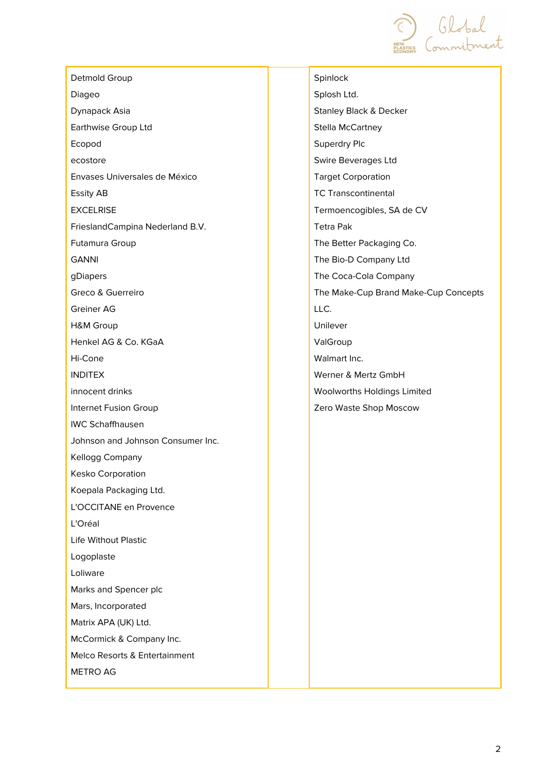Detmold Group
Diageo
Dynapack Asia
Earthwise Group Ltd
Ecopod
ecostore
Envases Universales de México
Essity AB
EXCELRISE
FrieslandCampina Nederland B.V.
Futamura Group
GANNI
gDiapers
Greco & Guerreiro
Greiner AG
H&M Group
Henkel AG & Co. KGaA
Hi-Cone
INDITEX
innocent drinks
Internet Fusion Group
IWC Schaffhausen
Johnson and Johnson Consumer Inc.
Kellogg Company
Kesko Corporation
Koepala Packaging Ltd.
L'OCCITANE en Provence
L'Oréal
Life Without Plastic
Logoplaste
Loliware
Marks and Spencer plc
Mars, Incorporated
Matrix APA (UK) Ltd.
McCormick & Company Inc.
Melco Resorts & Entertainment
METRO AG
Spinlock
Splosh Ltd.
Stanley Black & Decker
Stella McCartney
Superdry Plc
Swire Beverages Ltd
Target Corporation
TC Transcontinental
Termoencogibles, SA de CV
Tetra Pak
The Better Packaging Co.
The Bio-D Company Ltd
The Coca-Cola Company
The Make-Cup Brand Make-Cup Concepts LLC.
Unilever
ValGroup
Walmart Inc.
Werner & Mertz GmbH
Woolworths Holdings Limited
Zero Waste Shop Moscow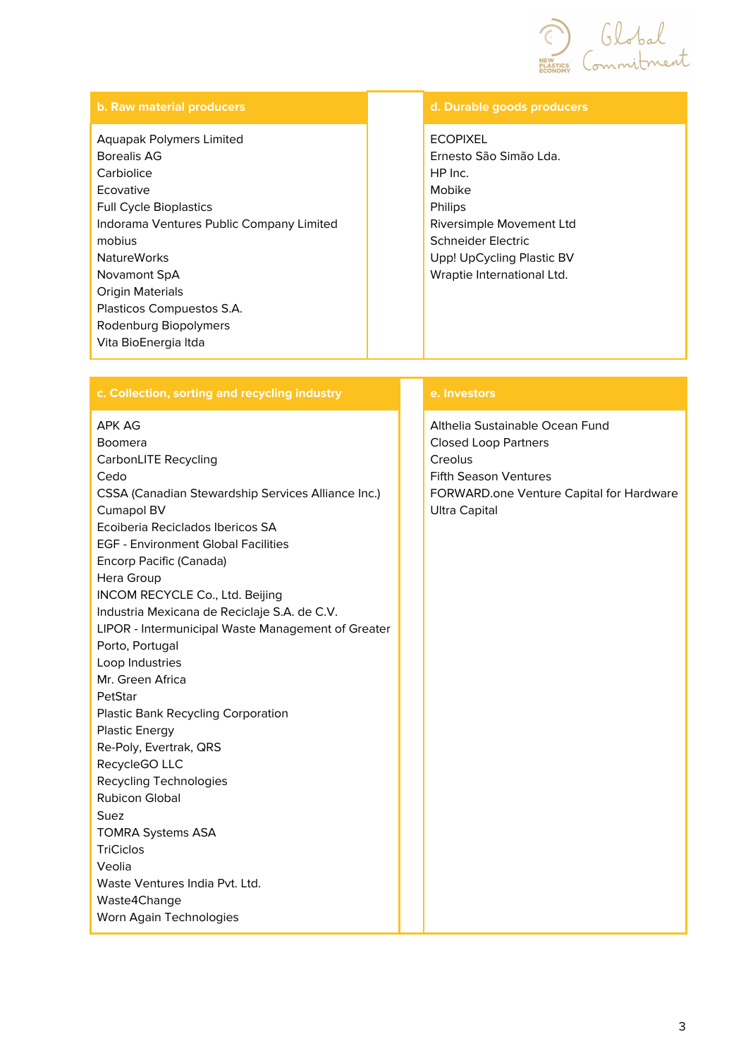### b. Raw material producers

Aquapak Polymers Limited
Borealis AG
Carbiolice
Ecovative
Full Cycle Bioplastics
Indorama Ventures Public Company Limited
mobius
NatureWorks
Novamont SpA
Origin Materials
Plasticos Compuestos S.A.
Rodenburg Biopolymers
Vita BioEnergia ltda

### d. Durable goods producers

ECOPIXEL
Ernesto São Simão Lda.
HP Inc.
Mobike
Philips
Riversimple Movement Ltd
Schneider Electric
Upp! UpCycling Plastic BV
Wraptie International Ltd.

### c. Collection, sorting and recycling industry

APK AG
Boomera
CarbonLITE Recycling
Cedo
CSSA (Canadian Stewardship Services Alliance Inc.)
Cumapol BV
Ecoiberia Reciclados Ibericos SA
EGF - Environment Global Facilities
Encorp Pacific (Canada)
Hera Group
INCOM RECYCLE Co., Ltd. Beijing
Industria Mexicana de Reciclaje S.A. de C.V.
LIPOR - Intermunicipal Waste Management of Greater Porto, Portugal
Loop Industries
Mr. Green Africa
PetStar
Plastic Bank Recycling Corporation
Plastic Energy
Re-Poly, Evertrak, QRS
RecycleGO LLC
Recycling Technologies
Rubicon Global
Suez
TOMRA Systems ASA
TriCiclos
Veolia
Waste Ventures India Pvt. Ltd.
Waste4Change
Worn Again Technologies

### e. Investors

Althelia Sustainable Ocean Fund
Closed Loop Partners
Creolus
Fifth Season Ventures
FORWARD.one Venture Capital for Hardware
Ultra Capital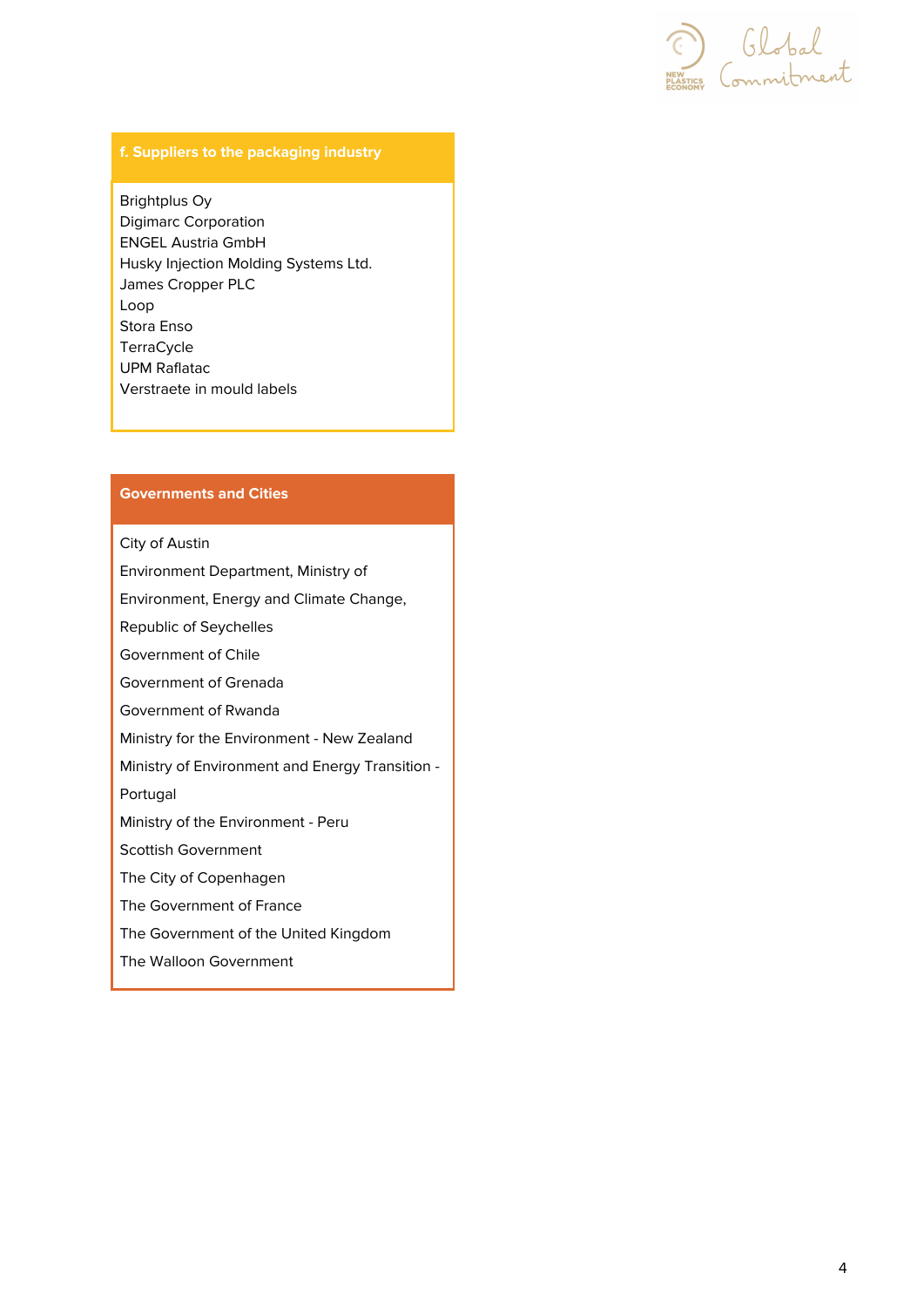### f. Suppliers to the packaging industry

Brightplus Oy
Digimarc Corporation
ENGEL Austria GmbH
Husky Injection Molding Systems Ltd.
James Cropper PLC
Loop
Stora Enso
TerraCycle
UPM Raflatac
Verstraete in mould labels

### Governments and Cities

City of Austin
Environment Department, Ministry of Environment, Energy and Climate Change, Republic of Seychelles
Government of Chile
Government of Grenada
Government of Rwanda
Ministry for the Environment - New Zealand
Ministry of Environment and Energy Transition - Portugal
Ministry of the Environment - Peru
Scottish Government
The City of Copenhagen
The Government of France
The Government of the United Kingdom
The Walloon Government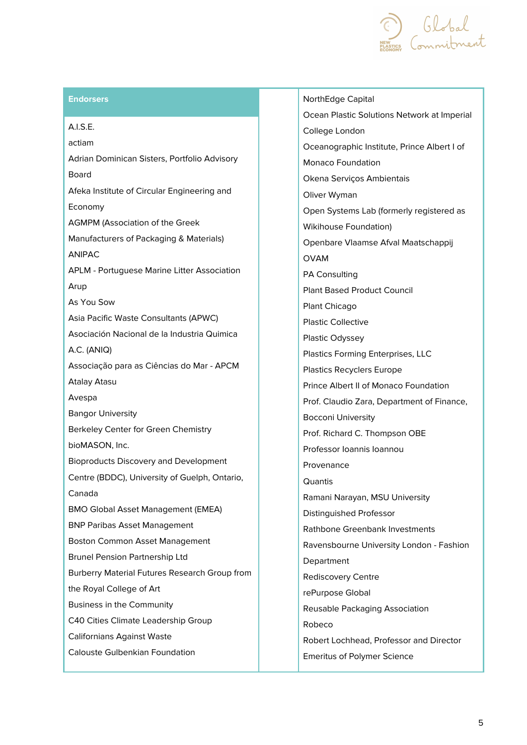## Endorsers

- A.I.S.E.
- actiam
- Adrian Dominican Sisters, Portfolio Advisory Board
- Afeka Institute of Circular Engineering and Economy
- AGMPM (Association of the Greek Manufacturers of Packaging & Materials)
- ANIPAC
- APLM - Portuguese Marine Litter Association
- Arup
- As You Sow
- Asia Pacific Waste Consultants (APWC)
- Asociación Nacional de la Industria Quimica A.C. (ANIQ)
- Associação para as Ciências do Mar - APCM
- Atalay Atasu
- Avespa
- Bangor University
- Berkeley Center for Green Chemistry
- bioMASON, Inc.
- Bioproducts Discovery and Development Centre (BDDC), University of Guelph, Ontario, Canada
- BMO Global Asset Management (EMEA)
- BNP Paribas Asset Management
- Boston Common Asset Management
- Brunel Pension Partnership Ltd
- Burberry Material Futures Research Group from the Royal College of Art
- Business in the Community
- C40 Cities Climate Leadership Group
- Californians Against Waste
- Calouste Gulbenkian Foundation
- NorthEdge Capital
- Ocean Plastic Solutions Network at Imperial College London
- Oceanographic Institute, Prince Albert I of Monaco Foundation
- Okena Serviços Ambientais
- Oliver Wyman
- Open Systems Lab (formerly registered as Wikihouse Foundation)
- Openbare Vlaamse Afval Maatschappij
- OVAM
- PA Consulting
- Plant Based Product Council
- Plant Chicago
- Plastic Collective
- Plastic Odyssey
- Plastics Forming Enterprises, LLC
- Plastics Recyclers Europe
- Prince Albert II of Monaco Foundation
- Prof. Claudio Zara, Department of Finance, Bocconi University
- Prof. Richard C. Thompson OBE
- Professor Ioannis Ioannou
- Provenance
- Quantis
- Ramani Narayan, MSU University Distinguished Professor
- Rathbone Greenbank Investments
- Ravensbourne University London - Fashion Department
- Rediscovery Centre
- rePurpose Global
- Reusable Packaging Association
- Robeco
- Robert Lochhead, Professor and Director Emeritus of Polymer Science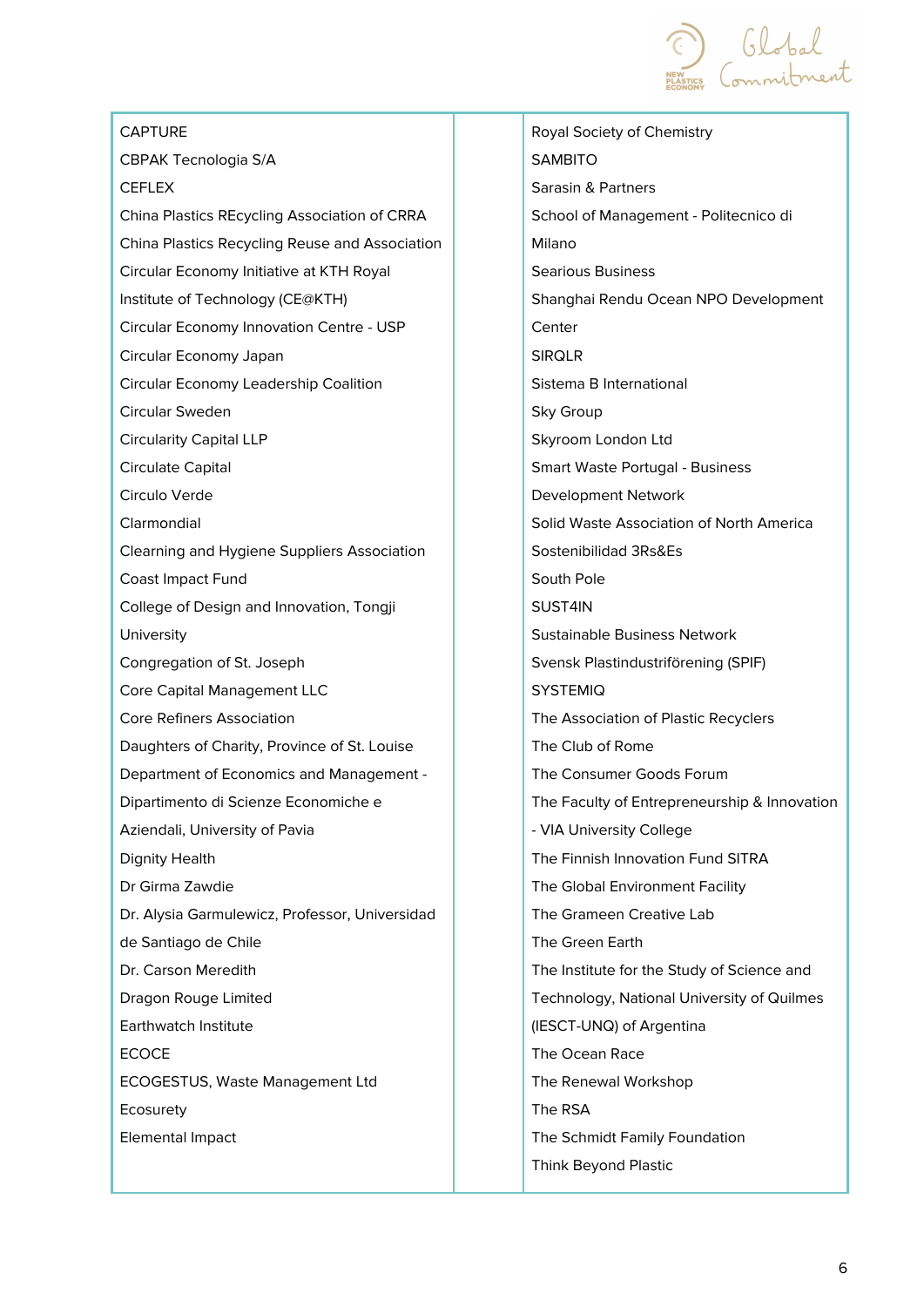CAPTURE
CBPAK Tecnologia S/A
CEFLEX
China Plastics REcycling Association of CRRA
China Plastics Recycling Reuse and Association
Circular Economy Initiative at KTH Royal Institute of Technology (CE@KTH)
Circular Economy Innovation Centre - USP
Circular Economy Japan
Circular Economy Leadership Coalition
Circular Sweden
Circularity Capital LLP
Circulate Capital
Circulo Verde
Clarmondial
Clearning and Hygiene Suppliers Association
Coast Impact Fund
College of Design and Innovation, Tongji University
Congregation of St. Joseph
Core Capital Management LLC
Core Refiners Association
Daughters of Charity, Province of St. Louise
Department of Economics and Management - Dipartimento di Scienze Economiche e Aziendali, University of Pavia
Dignity Health
Dr Girma Zawdie
Dr. Alysia Garmulewicz, Professor, Universidad de Santiago de Chile
Dr. Carson Meredith
Dragon Rouge Limited
Earthwatch Institute
ECOCE
ECOGESTUS, Waste Management Ltd
Ecosurety
Elemental Impact
Royal Society of Chemistry
SAMBITO
Sarasin & Partners
School of Management - Politecnico di Milano
Searious Business
Shanghai Rendu Ocean NPO Development Center
SIRQLR
Sistema B International
Sky Group
Skyroom London Ltd
Smart Waste Portugal - Business Development Network
Solid Waste Association of North America
Sostenibilidad 3Rs&Es
South Pole
SUST4IN
Sustainable Business Network
Svensk Plastindustriförening (SPIF)
SYSTEMIQ
The Association of Plastic Recyclers
The Club of Rome
The Consumer Goods Forum
The Faculty of Entrepreneurship & Innovation - VIA University College
The Finnish Innovation Fund SITRA
The Global Environment Facility
The Grameen Creative Lab
The Green Earth
The Institute for the Study of Science and Technology, National University of Quilmes (IESCT-UNQ) of Argentina
The Ocean Race
The Renewal Workshop
The RSA
The Schmidt Family Foundation
Think Beyond Plastic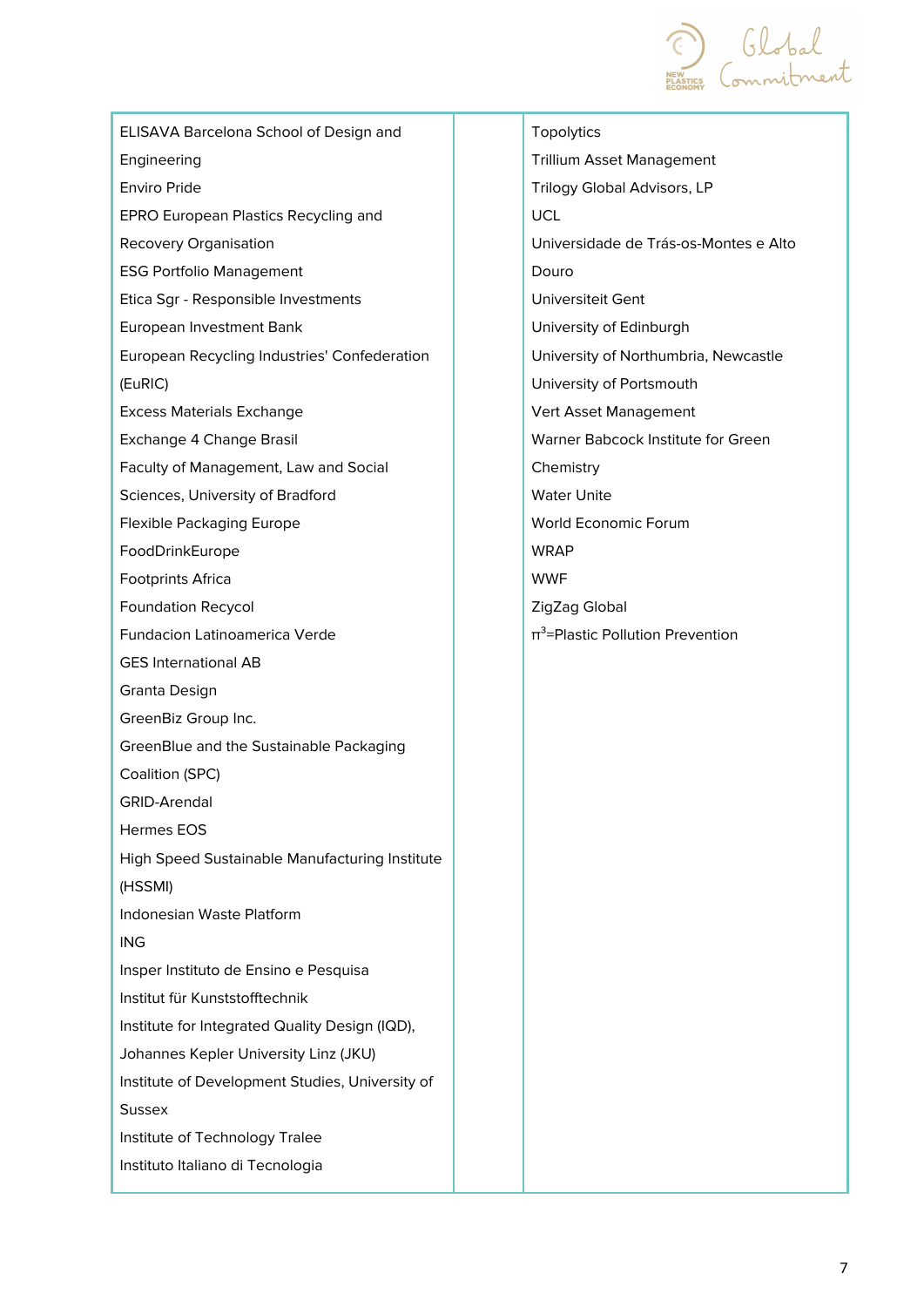ELISAVA Barcelona School of Design and Engineering
Enviro Pride
EPRO European Plastics Recycling and Recovery Organisation
ESG Portfolio Management
Etica Sgr - Responsible Investments
European Investment Bank
European Recycling Industries' Confederation (EuRIC)
Excess Materials Exchange
Exchange 4 Change Brasil
Faculty of Management, Law and Social Sciences, University of Bradford
Flexible Packaging Europe
FoodDrinkEurope
Footprints Africa
Foundation Recycol
Fundacion Latinoamerica Verde
GES International AB
Granta Design
GreenBiz Group Inc.
GreenBlue and the Sustainable Packaging Coalition (SPC)
GRID-Arendal
Hermes EOS
High Speed Sustainable Manufacturing Institute (HSSMI)
Indonesian Waste Platform
ING
Insper Instituto de Ensino e Pesquisa
Institut für Kunststofftechnik
Institute for Integrated Quality Design (IQD), Johannes Kepler University Linz (JKU)
Institute of Development Studies, University of Sussex
Institute of Technology Tralee
Instituto Italiano di Tecnologia

Topolytics
Trillium Asset Management
Trilogy Global Advisors, LP
UCL
Universidade de Trás-os-Montes e Alto Douro
Universiteit Gent
University of Edinburgh
University of Northumbria, Newcastle
University of Portsmouth
Vert Asset Management
Warner Babcock Institute for Green Chemistry
Water Unite
World Economic Forum
WRAP
WWF
ZigZag Global
$\pi^3$=Plastic Pollution Prevention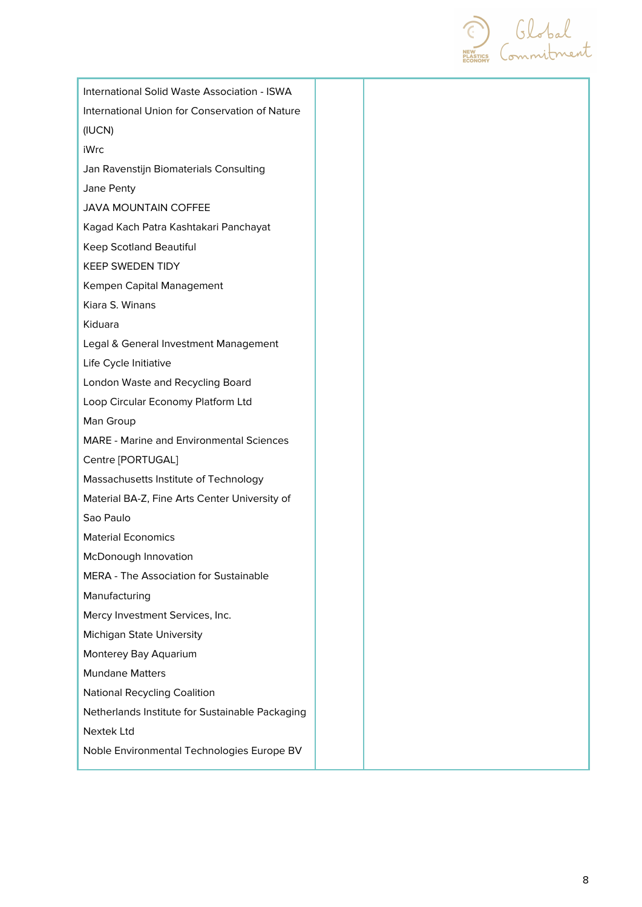| | | |
|---|---|---|
| International Solid Waste Association - ISWA | | |
| International Union for Conservation of Nature (IUCN) | | |
| iWrc | | |
| Jan Ravenstijn Biomaterials Consulting | | |
| Jane Penty | | |
| JAVA MOUNTAIN COFFEE | | |
| Kagad Kach Patra Kashtakari Panchayat | | |
| Keep Scotland Beautiful | | |
| KEEP SWEDEN TIDY | | |
| Kempen Capital Management | | |
| Kiara S. Winans | | |
| Kiduara | | |
| Legal & General Investment Management | | |
| Life Cycle Initiative | | |
| London Waste and Recycling Board | | |
| Loop Circular Economy Platform Ltd | | |
| Man Group | | |
| MARE - Marine and Environmental Sciences Centre [PORTUGAL] | | |
| Massachusetts Institute of Technology | | |
| Material BA-Z, Fine Arts Center University of Sao Paulo | | |
| Material Economics | | |
| McDonough Innovation | | |
| MERA - The Association for Sustainable Manufacturing | | |
| Mercy Investment Services, Inc. | | |
| Michigan State University | | |
| Monterey Bay Aquarium | | |
| Mundane Matters | | |
| National Recycling Coalition | | |
| Netherlands Institute for Sustainable Packaging | | |
| Nextek Ltd | | |
| Noble Environmental Technologies Europe BV | | |